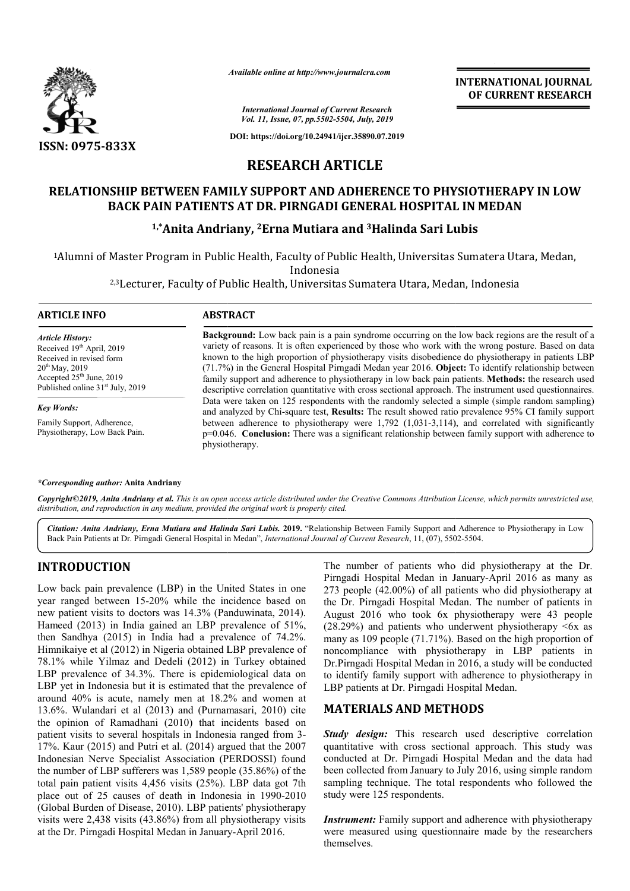*Available online at http://www.journalcra.com*

*International Journal of Current Research*
*Vol. 11, Issue, 07, pp.5502-5504, July, 2019*

**DOI: https://doi.org/10.24941/ijcr.35890.07.2019**

**INTERNATIONAL JOURNAL OF CURRENT RESEARCH**

**ISSN: 0975-833X**

# RESEARCH ARTICLE

# RELATIONSHIP BETWEEN FAMILY SUPPORT AND ADHERENCE TO PHYSIOTHERAPY IN LOW BACK PAIN PATIENTS AT DR. PIRNGADI GENERAL HOSPITAL IN MEDAN

**[1,*]Anita Andriany, [2]Erna Mutiara and [3]Halinda Sari Lubis**

[1]Alumni of Master Program in Public Health, Faculty of Public Health, Universitas Sumatera Utara, Medan, Indonesia

[2,3]Lecturer, Faculty of Public Health, Universitas Sumatera Utara, Medan, Indonesia

**ARTICLE INFO**

*Article History:*
Received 19th April, 2019
Received in revised form
20th May, 2019
Accepted 25th June, 2019
Published online 31st July, 2019

*Key Words:*
Family Support, Adherence, Physiotherapy, Low Back Pain.

**ABSTRACT**

**Background:** Low back pain is a pain syndrome occurring on the low back regions are the result of a variety of reasons. It is often experienced by those who work with the wrong posture. Based on data known to the high proportion of physiotherapy visits disobedience do physiotherapy in patients LBP (71.7%) in the General Hospital Pirngadi Medan year 2016. **Object:** To identify relationship between family support and adherence to physiotherapy in low back pain patients. **Methods:** the research used descriptive correlation quantitative with cross sectional approach. The instrument used questionnaires. Data were taken on 125 respondents with the randomly selected a simple (simple random sampling) and analyzed by Chi-square test, **Results:** The result showed ratio prevalence 95% CI family support between adherence to physiotherapy were 1,792 (1,031-3,114), and correlated with significantly p=0.046. **Conclusion:** There was a significant relationship between family support with adherence to physiotherapy.

*\*Corresponding author:* **Anita Andriany**

**Copyright©2019, Anita Andriany et al.** *This is an open access article distributed under the Creative Commons Attribution License, which permits unrestricted use, distribution, and reproduction in any medium, provided the original work is properly cited.*

***Citation: Anita Andriany, Erna Mutiara and Halinda Sari Lubis.* 2019.** "Relationship Between Family Support and Adherence to Physiotherapy in Low Back Pain Patients at Dr. Pirngadi General Hospital in Medan", *International Journal of Current Research*, 11, (07), 5502-5504.

## INTRODUCTION

Low back pain prevalence (LBP) in the United States in one year ranged between 15-20% while the incidence based on new patient visits to doctors was 14.3% (Panduwinata, 2014). Hameed (2013) in India gained an LBP prevalence of 51%, then Sandhya (2015) in India had a prevalence of 74.2%. Himnikaiye et al (2012) in Nigeria obtained LBP prevalence of 78.1% while Yilmaz and Dedeli (2012) in Turkey obtained LBP prevalence of 34.3%. There is epidemiological data on LBP yet in Indonesia but it is estimated that the prevalence of around 40% is acute, namely men at 18.2% and women at 13.6%. Wulandari et al (2013) and (Purnamasari, 2010) cite the opinion of Ramadhani (2010) that incidents based on patient visits to several hospitals in Indonesia ranged from 3-17%. Kaur (2015) and Putri et al. (2014) argued that the 2007 Indonesian Nerve Specialist Association (PERDOSSI) found the number of LBP sufferers was 1,589 people (35.86%) of the total pain patient visits 4,456 visits (25%). LBP data got 7th place out of 25 causes of death in Indonesia in 1990-2010 (Global Burden of Disease, 2010). LBP patients' physiotherapy visits were 2,438 visits (43.86%) from all physiotherapy visits at the Dr. Pirngadi Hospital Medan in January-April 2016.

The number of patients who did physiotherapy at the Dr. Pirngadi Hospital Medan in January-April 2016 as many as 273 people (42.00%) of all patients who did physiotherapy at the Dr. Pirngadi Hospital Medan. The number of patients in August 2016 who took 6x physiotherapy were 43 people (28.29%) and patients who underwent physiotherapy <6x as many as 109 people (71.71%). Based on the high proportion of noncompliance with physiotherapy in LBP patients in Dr.Pirngadi Hospital Medan in 2016, a study will be conducted to identify family support with adherence to physiotherapy in LBP patients at Dr. Pirngadi Hospital Medan.

## MATERIALS AND METHODS

***Study design:*** This research used descriptive correlation quantitative with cross sectional approach. This study was conducted at Dr. Pirngadi Hospital Medan and the data had been collected from January to July 2016, using simple random sampling technique. The total respondents who followed the study were 125 respondents.

***Instrument:*** Family support and adherence with physiotherapy were measured using questionnaire made by the researchers themselves.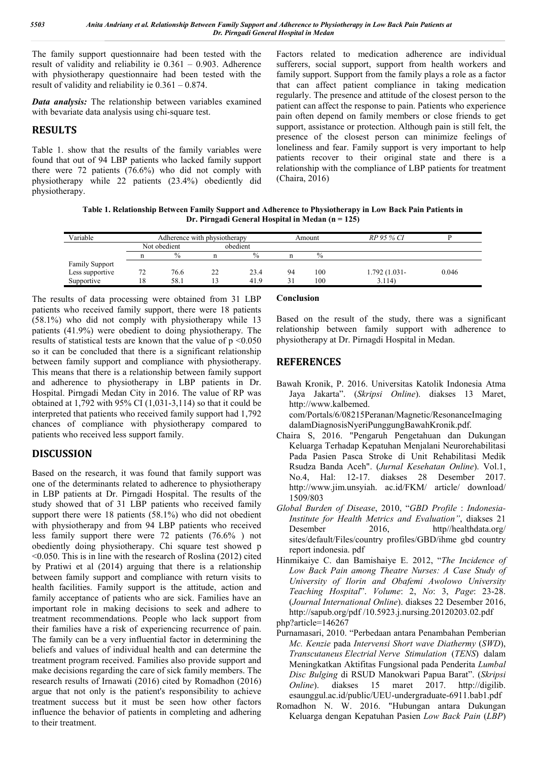The family support questionnaire had been tested with the result of validity and reliability ie 0.361 – 0.903. Adherence with physiotherapy questionnaire had been tested with the result of validity and reliability ie 0.361 – 0.874.

***Data analysis:*** The relationship between variables examined with bevariate data analysis using chi-square test.

## RESULTS

Table 1. show that the results of the family variables were found that out of 94 LBP patients who lacked family support there were 72 patients (76.6%) who did not comply with physiotherapy while 22 patients (23.4%) obediently did physiotherapy.

**Table 1. Relationship Between Family Support and Adherence to Physiotherapy in Low Back Pain Patients in Dr. Pirngadi General Hospital in Medan (n = 125)**

| Variable | Adherence with physiotherapy | | | | Amount | | *RP 95 % CI* | P |
|---|---|---|---|---|---|---|---|---|
| | Not obedient | | obedient | | | | | |
| | n | % | n | % | n | % | | |
| Family Support | | | | | | | | |
| Less supportive | 72 | 76.6 | 22 | 23.4 | 94 | 100 | 1.792 (1.031-3.114) | 0.046 |
| Supportive | 18 | 58.1 | 13 | 41.9 | 31 | 100 | | |

The results of data processing were obtained from 31 LBP patients who received family support, there were 18 patients (58.1%) who did not comply with physiotherapy while 13 patients (41.9%) were obedient to doing physiotherapy. The results of statistical tests are known that the value of p <0.050 so it can be concluded that there is a significant relationship between family support and compliance with physiotherapy. This means that there is a relationship between family support and adherence to physiotherapy in LBP patients in Dr. Hospital. Pirngadi Medan City in 2016. The value of RP was obtained at 1,792 with 95% CI (1,031-3,114) so that it could be interpreted that patients who received family support had 1,792 chances of compliance with physiotherapy compared to patients who received less support family.

## DISCUSSION

Based on the research, it was found that family support was one of the determinants related to adherence to physiotherapy in LBP patients at Dr. Pirngadi Hospital. The results of the study showed that of 31 LBP patients who received family support there were 18 patients (58.1%) who did not obedient with physiotherapy and from 94 LBP patients who received less family support there were 72 patients (76.6% ) not obediently doing physiotherapy. Chi square test showed p <0.050. This is in line with the research of Roslina (2012) cited by Pratiwi et al (2014) arguing that there is a relationship between family support and compliance with return visits to health facilities. Family support is the attitude, action and family acceptance of patients who are sick. Families have an important role in making decisions to seek and adhere to treatment recommendations. People who lack support from their families have a risk of experiencing recurrence of pain. The family can be a very influential factor in determining the beliefs and values of individual health and can determine the treatment program received. Families also provide support and make decisions regarding the care of sick family members. The research results of Irnawati (2016) cited by Romadhon (2016) argue that not only is the patient's responsibility to achieve treatment success but it must be seen how other factors influence the behavior of patients in completing and adhering to their treatment.

Factors related to medication adherence are individual sufferers, social support, support from health workers and family support. Support from the family plays a role as a factor that can affect patient compliance in taking medication regularly. The presence and attitude of the closest person to the patient can affect the response to pain. Patients who experience pain often depend on family members or close friends to get support, assistance or protection. Although pain is still felt, the presence of the closest person can minimize feelings of loneliness and fear. Family support is very important to help patients recover to their original state and there is a relationship with the compliance of LBP patients for treatment (Chaira, 2016)

**Conclusion**

Based on the result of the study, there was a significant relationship between family support with adherence to physiotherapy at Dr. Pirnagdi Hospital in Medan.

## REFERENCES

Bawah Kronik, P. 2016. Universitas Katolik Indonesia Atma Jaya Jakarta". (*Skripsi Online*). diakses 13 Maret, http://www.kalbemed. com/Portals/6/08215Peranan/Magnetic/ResonanceImaging dalamDiagnosisNyeriPunggungBawahKronik.pdf.

Chaira S, 2016. "Pengaruh Pengetahuan dan Dukungan Keluarga Terhadap Kepatuhan Menjalani Neurorehabilitasi Pada Pasien Pasca Stroke di Unit Rehabilitasi Medik Rsudza Banda Aceh". (*Jurnal Kesehatan Online*). Vol.1, No.4, Hal: 12-17. diakses 28 Desember 2017. http://www.jim.unsyiah. ac.id/FKM/ article/ download/ 1509/803

*Global Burden of Disease*, 2010, "*GBD Profile* : *Indonesia-Institute for Health Metrics and Evaluation"*, diakses 21 Desember 2016, http//healthdata.org/ sites/default/Files/country profiles/GBD/ihme gbd country report indonesia. pdf

Hinmikaiye C. dan Bamishaiye E. 2012, "*The Incidence of Low Back Pain among Theatre Nurses: A Case Study of University of Ilorin and Obafemi Awolowo University Teaching Hospital*". *Volume*: 2, *No*: 3, *Page*: 23-28. (*Journal International Online*). diakses 22 Desember 2016, http://sapub.org/pdf /10.5923.j.nursing.20120203.02.pdf php?article=146267

Purnamasari, 2010. "Perbedaan antara Penambahan Pemberian *Mc. Kenzie* pada *Intervensi Short wave Diathermy* (*SWD*), *Transcutaneus Electrial Nerve Stimulation* (*TENS*) dalam Meningkatkan Aktifitas Fungsional pada Penderita *Lumbal Disc Bulging* di RSUD Manokwari Papua Barat". (*Skripsi Online*). diakses 15 maret 2017. http://digilib. esaunggul.ac.id/public/UEU-undergraduate-6911.bab1.pdf

Romadhon N. W. 2016. "Hubungan antara Dukungan Keluarga dengan Kepatuhan Pasien *Low Back Pain* (*LBP*)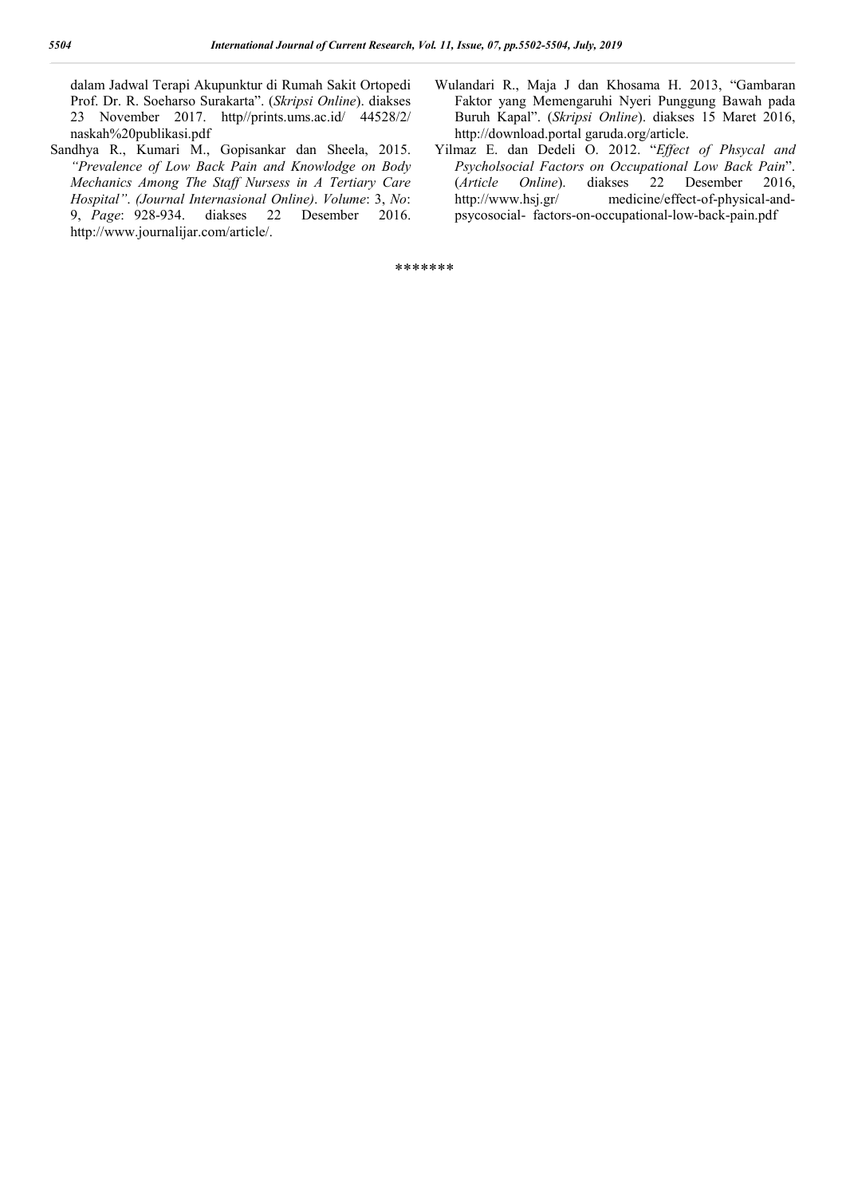dalam Jadwal Terapi Akupunktur di Rumah Sakit Ortopedi Prof. Dr. R. Soeharso Surakarta". (*Skripsi Online*). diakses 23 November 2017. http//prints.ums.ac.id/ 44528/2/ naskah%20publikasi.pdf

Sandhya R., Kumari M., Gopisankar dan Sheela, 2015. *"Prevalence of Low Back Pain and Knowlodge on Body Mechanics Among The Staff Nursess in A Tertiary Care Hospital". (Journal Internasional Online)*. *Volume*: 3, *No*: 9, *Page*: 928-934. diakses 22 Desember 2016. http://www.journalijar.com/article/.

Wulandari R., Maja J dan Khosama H. 2013, "Gambaran Faktor yang Memengaruhi Nyeri Punggung Bawah pada Buruh Kapal". (*Skripsi Online*). diakses 15 Maret 2016, http://download.portal garuda.org/article.

Yilmaz E. dan Dedeli O. 2012. "*Effect of Phsycal and Psycholsocial Factors on Occupational Low Back Pain*". (*Article Online*). diakses 22 Desember 2016, http://www.hsj.gr/ medicine/effect-of-physical-and-psycosocial- factors-on-occupational-low-back-pain.pdf

*******